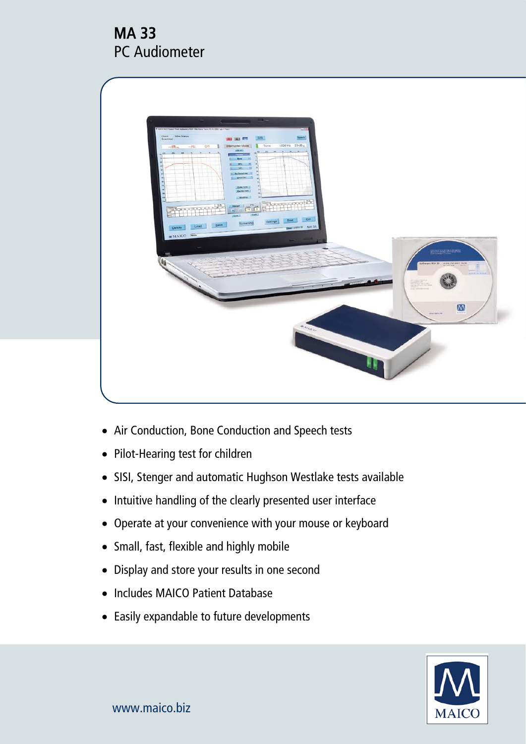# MA 33

PC Audiometer

- Air Conduction, Bone Conduction and Speech tests
- Pilot-Hearing test for children
- SISI, Stenger and automatic Hughson Westlake tests available
- Intuitive handling of the clearly presented user interface
- Operate at your convenience with your mouse or keyboard
- Small, fast, flexible and highly mobile
- Display and store your results in one second
- Includes MAICO Patient Database
- Easily expandable to future developments

www.maico.biz

MAICO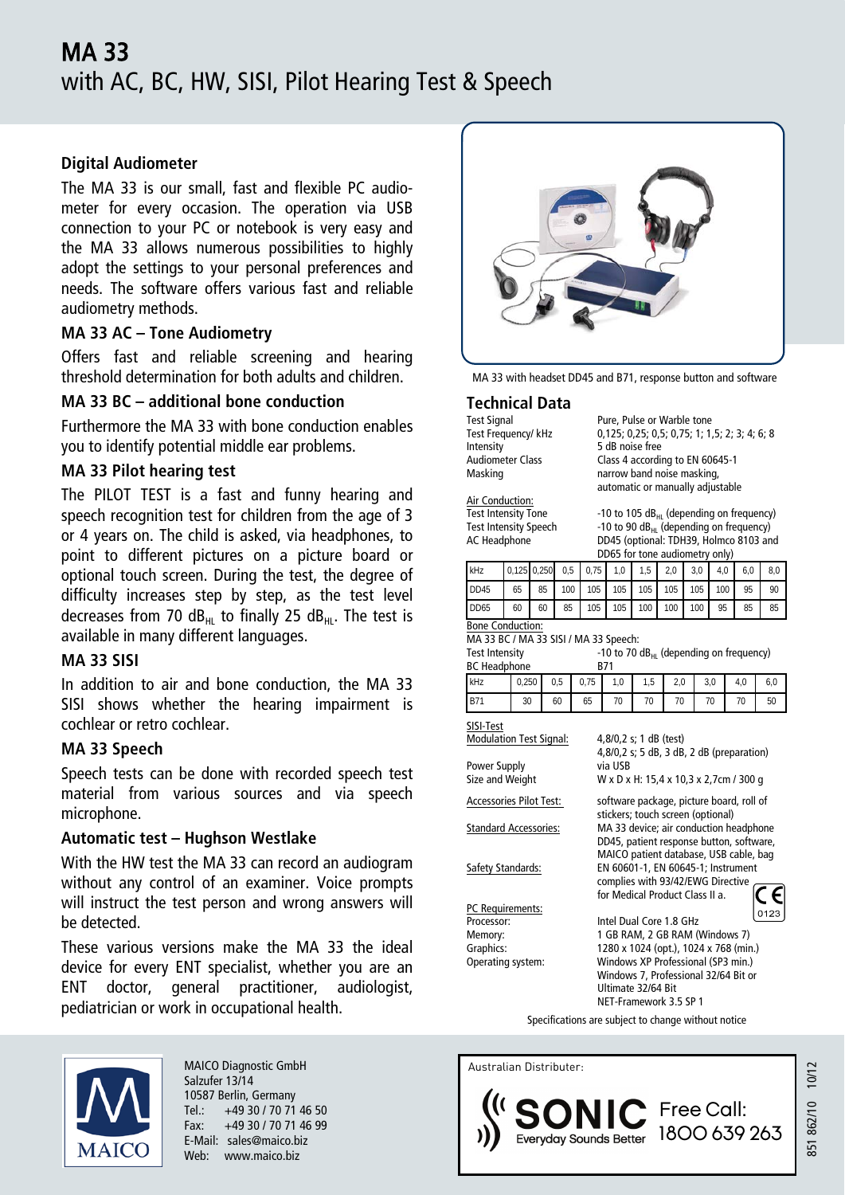# MA 33
with AC, BC, HW, SISI, Pilot Hearing Test & Speech

### Digital Audiometer

The MA 33 is our small, fast and flexible PC audiometer for every occasion. The operation via USB connection to your PC or notebook is very easy and the MA 33 allows numerous possibilities to highly adopt the settings to your personal preferences and needs. The software offers various fast and reliable audiometry methods.

### MA 33 AC – Tone Audiometry

Offers fast and reliable screening and hearing threshold determination for both adults and children.

### MA 33 BC – additional bone conduction

Furthermore the MA 33 with bone conduction enables you to identify potential middle ear problems.

### MA 33 Pilot hearing test

The PILOT TEST is a fast and funny hearing and speech recognition test for children from the age of 3 or 4 years on. The child is asked, via headphones, to point to different pictures on a picture board or optional touch screen. During the test, the degree of difficulty increases step by step, as the test level decreases from 70 $dB_{HL}$ to finally 25 $dB_{HL}$. The test is available in many different languages.

### MA 33 SISI

In addition to air and bone conduction, the MA 33 SISI shows whether the hearing impairment is cochlear or retro cochlear.

### MA 33 Speech

Speech tests can be done with recorded speech test material from various sources and via speech microphone.

### Automatic test – Hughson Westlake

With the HW test the MA 33 can record an audiogram without any control of an examiner. Voice prompts will instruct the test person and wrong answers will be detected.

These various versions make the MA 33 the ideal device for every ENT specialist, whether you are an ENT doctor, general practitioner, audiologist, pediatrician or work in occupational health.

MA 33 with headset DD45 and B71, response button and software

## Technical Data

Test Signal: Pure, Pulse or Warble tone
Test Frequency/ kHz: 0,125; 0,25; 0,5; 0,75; 1; 1,5; 2; 3; 4; 6; 8
Intensity: 5 dB noise free
Audiometer Class: Class 4 according to EN 60645-1
Masking: narrow band noise masking, automatic or manually adjustable

Air Conduction:
Test Intensity Tone: -10 to 105 $dB_{HL}$ (depending on frequency)
Test Intensity Speech: -10 to 90 $dB_{HL}$ (depending on frequency)
AC Headphone: DD45 (optional: TDH39, Holmco 8103 and DD65 for tone audiometry only)

| kHz | 0,125 | 0,250 | 0,5 | 0,75 | 1,0 | 1,5 | 2,0 | 3,0 | 4,0 | 6,0 | 8,0 |
|---|---|---|---|---|---|---|---|---|---|---|---|
| DD45 | 65 | 85 | 100 | 105 | 105 | 105 | 105 | 105 | 100 | 95 | 90 |
| DD65 | 60 | 60 | 85 | 105 | 105 | 100 | 100 | 100 | 95 | 85 | 85 |

Bone Conduction:
MA 33 BC / MA 33 SISI / MA 33 Speech:
Test Intensity: -10 to 70 $dB_{HL}$ (depending on frequency)
BC Headphone: B71

| kHz | 0,250 | 0,5 | 0,75 | 1,0 | 1,5 | 2,0 | 3,0 | 4,0 | 6,0 |
|---|---|---|---|---|---|---|---|---|---|
| B71 | 30 | 60 | 65 | 70 | 70 | 70 | 70 | 70 | 50 |

SISI-Test
Modulation Test Signal: 4,8/0,2 s; 1 dB (test)
4,8/0,2 s; 5 dB, 3 dB, 2 dB (preparation)
Power Supply: via USB
Size and Weight: W x D x H: 15,4 x 10,3 x 2,7cm / 300 g

Accessories Pilot Test: software package, picture board, roll of stickers; touch screen (optional)

Standard Accessories: MA 33 device; air conduction headphone DD45, patient response button, software, MAICO patient database, USB cable, bag

Safety Standards: EN 60601-1, EN 60645-1; Instrument complies with 93/42/EWG Directive for Medical Product Class II a.

CE 0123

PC Requirements:
Processor: Intel Dual Core 1.8 GHz
Memory: 1 GB RAM, 2 GB RAM (Windows 7)
Graphics: 1280 x 1024 (opt.), 1024 x 768 (min.)
Operating system: Windows XP Professional (SP3 min.) Windows 7, Professional 32/64 Bit or Ultimate 32/64 Bit
NET-Framework 3.5 SP 1

Specifications are subject to change without notice

MAICO Diagnostic GmbH
Salzufer 13/14
10587 Berlin, Germany
Tel.: +49 30 / 70 71 46 50
Fax: +49 30 / 70 71 46 99
E-Mail: sales@maico.biz
Web: www.maico.biz

Australian Distributer:

SONIC Everyday Sounds Better
Free Call: 1800 639 263

851 862/10 10/12